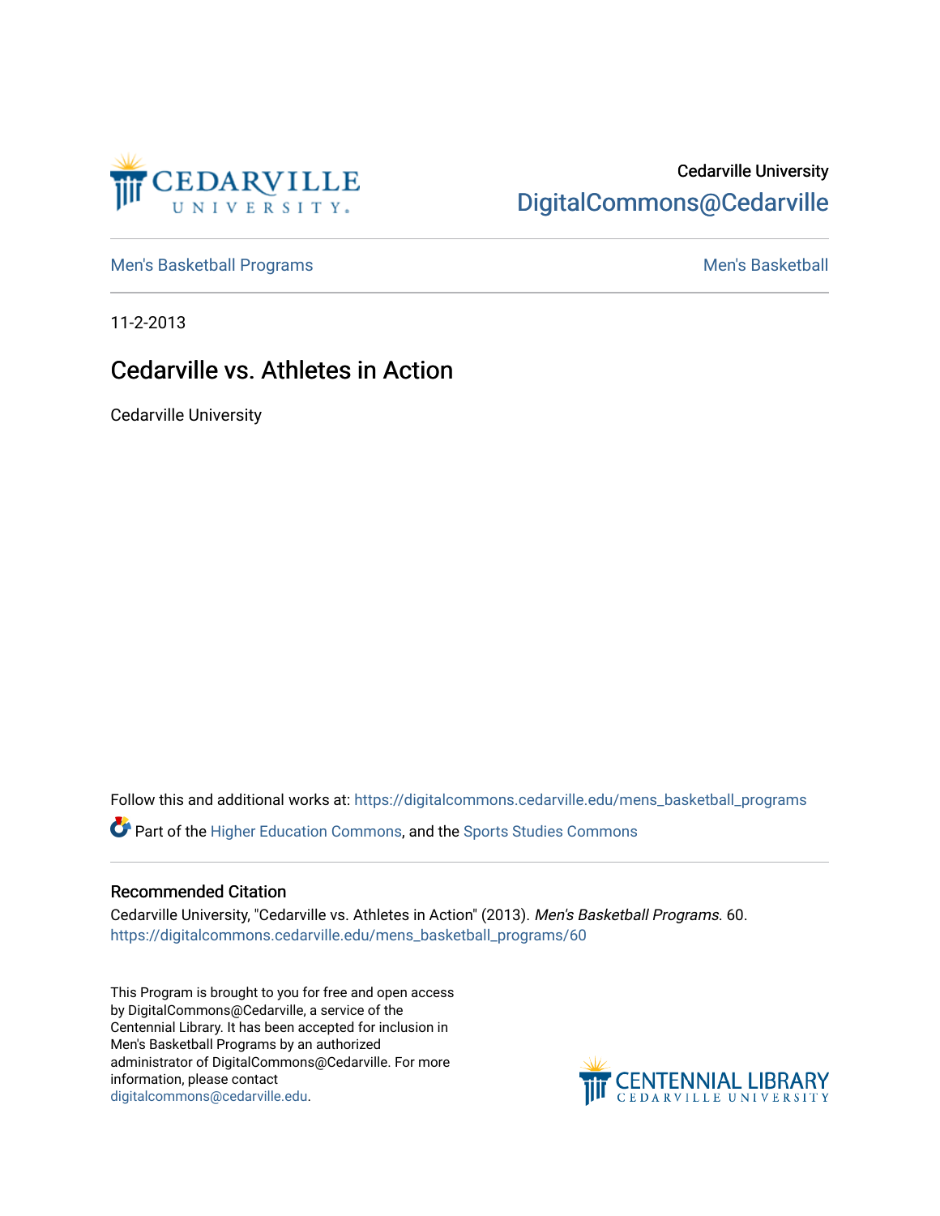Cedarville University
DigitalCommons@Cedarville

Men's Basketball Programs | Men's Basketball

11-2-2013

# Cedarville vs. Athletes in Action

Cedarville University

Follow this and additional works at: https://digitalcommons.cedarville.edu/mens_basketball_programs

Part of the Higher Education Commons, and the Sports Studies Commons

## Recommended Citation

Cedarville University, "Cedarville vs. Athletes in Action" (2013). *Men's Basketball Programs*. 60.
https://digitalcommons.cedarville.edu/mens_basketball_programs/60

This Program is brought to you for free and open access by DigitalCommons@Cedarville, a service of the Centennial Library. It has been accepted for inclusion in Men's Basketball Programs by an authorized administrator of DigitalCommons@Cedarville. For more information, please contact digitalcommons@cedarville.edu.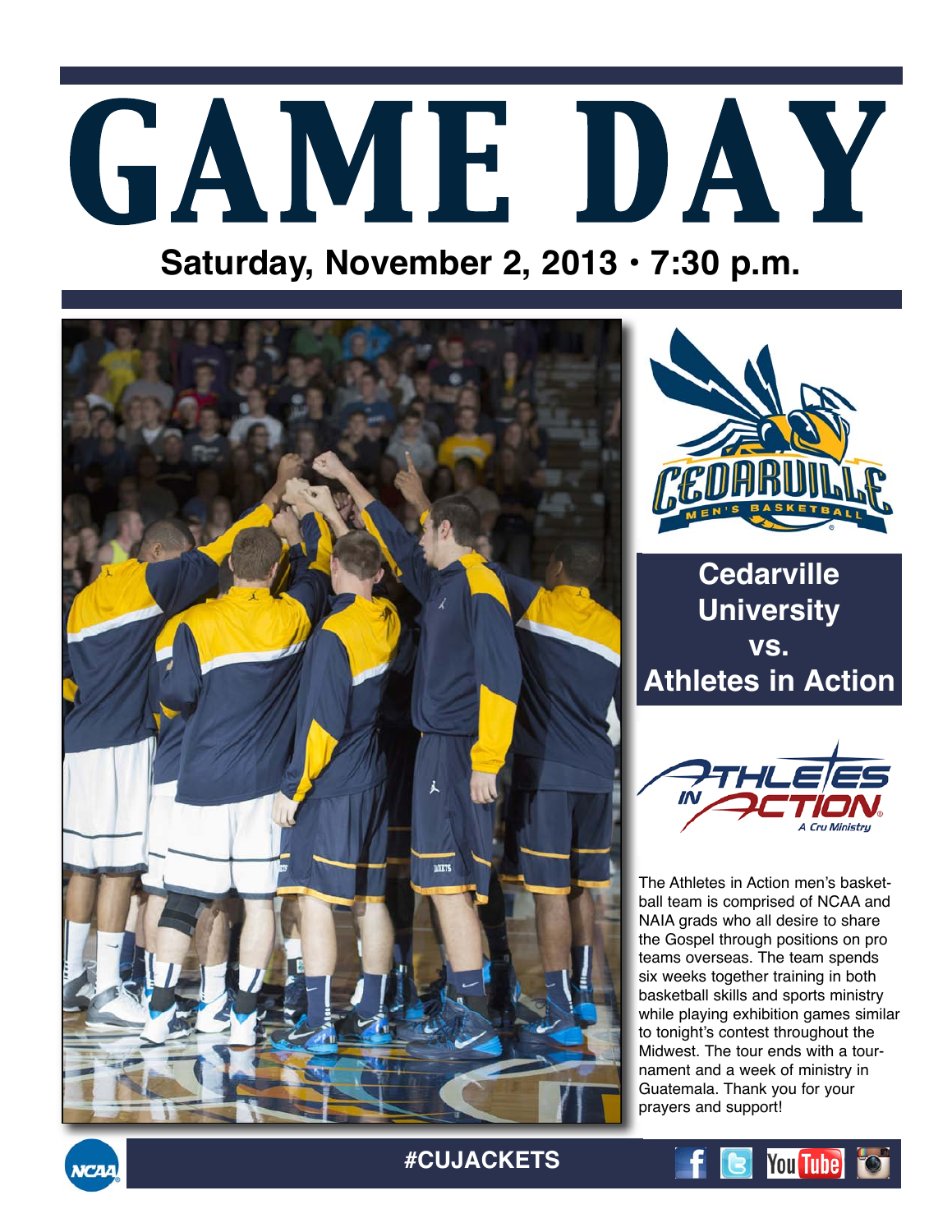# GAME DAY

## Saturday, November 2, 2013 • 7:30 p.m.

**Cedarville University vs. Athletes in Action**

The Athletes in Action men's basketball team is comprised of NCAA and NAIA grads who all desire to share the Gospel through positions on pro teams overseas. The team spends six weeks together training in both basketball skills and sports ministry while playing exhibition games similar to tonight's contest throughout the Midwest. The tour ends with a tournament and a week of ministry in Guatemala. Thank you for your prayers and support!

#CUJACKETS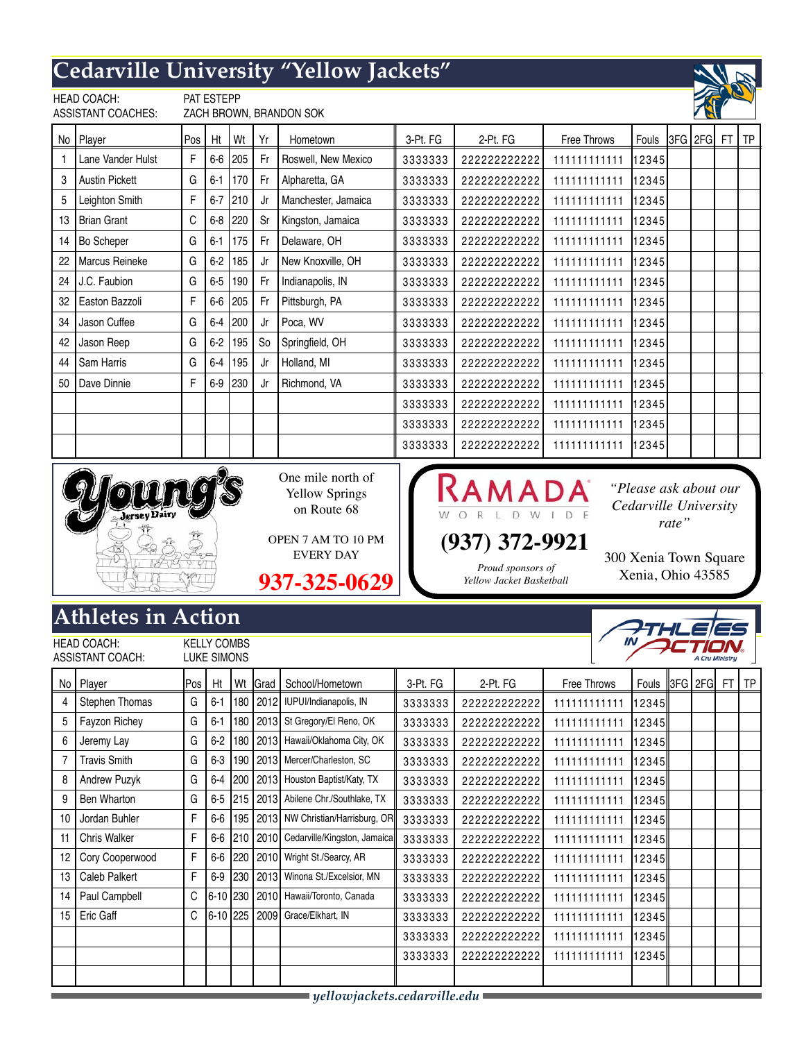# Cedarville University "Yellow Jackets"

HEAD COACH: PAT ESTEPP
ASSISTANT COACHES: ZACH BROWN, BRANDON SOK

| No | Player | Pos | Ht | Wt | Yr | Hometown | 3-Pt. FG | 2-Pt. FG | Free Throws | Fouls | 3FG | 2FG | FT | TP |
|---|---|---|---|---|---|---|---|---|---|---|---|---|---|---|
| 1 | Lane Vander Hulst | F | 6-6 | 205 | Fr | Roswell, New Mexico | 3333333 | 222222222222 | 11111111111 | 12345 | | | | |
| 3 | Austin Pickett | G | 6-1 | 170 | Fr | Alpharetta, GA | 3333333 | 222222222222 | 11111111111 | 12345 | | | | |
| 5 | Leighton Smith | F | 6-7 | 210 | Jr | Manchester, Jamaica | 3333333 | 222222222222 | 11111111111 | 12345 | | | | |
| 13 | Brian Grant | C | 6-8 | 220 | Sr | Kingston, Jamaica | 3333333 | 222222222222 | 11111111111 | 12345 | | | | |
| 14 | Bo Scheper | G | 6-1 | 175 | Fr | Delaware, OH | 3333333 | 222222222222 | 11111111111 | 12345 | | | | |
| 22 | Marcus Reineke | G | 6-2 | 185 | Jr | New Knoxville, OH | 3333333 | 222222222222 | 11111111111 | 12345 | | | | |
| 24 | J.C. Faubion | G | 6-5 | 190 | Fr | Indianapolis, IN | 3333333 | 222222222222 | 11111111111 | 12345 | | | | |
| 32 | Easton Bazzoli | F | 6-6 | 205 | Fr | Pittsburgh, PA | 3333333 | 222222222222 | 11111111111 | 12345 | | | | |
| 34 | Jason Cuffee | G | 6-4 | 200 | Jr | Poca, WV | 3333333 | 222222222222 | 11111111111 | 12345 | | | | |
| 42 | Jason Reep | G | 6-2 | 195 | So | Springfield, OH | 3333333 | 222222222222 | 11111111111 | 12345 | | | | |
| 44 | Sam Harris | G | 6-4 | 195 | Jr | Holland, MI | 3333333 | 222222222222 | 11111111111 | 12345 | | | | |
| 50 | Dave Dinnie | F | 6-9 | 230 | Jr | Richmond, VA | 3333333 | 222222222222 | 11111111111 | 12345 | | | | |
| | | | | | | | 3333333 | 222222222222 | 11111111111 | 12345 | | | | |
| | | | | | | | 3333333 | 222222222222 | 11111111111 | 12345 | | | | |
| | | | | | | | 3333333 | 222222222222 | 11111111111 | 12345 | | | | |

Young's Jersey Dairy

One mile north of Yellow Springs on Route 68

OPEN 7 AM TO 10 PM EVERY DAY

**937-325-0629**

RAMADA WORLDWIDE

**(937) 372-9921**

*Proud sponsors of Yellow Jacket Basketball*

*"Please ask about our Cedarville University rate"*

300 Xenia Town Square
Xenia, Ohio 43585

# Athletes in Action

HEAD COACH: KELLY COMBS
ASSISTANT COACH: LUKE SIMONS

| No | Player | Pos | Ht | Wt | Grad | School/Hometown | 3-Pt. FG | 2-Pt. FG | Free Throws | Fouls | 3FG | 2FG | FT | TP |
|---|---|---|---|---|---|---|---|---|---|---|---|---|---|---|
| 4 | Stephen Thomas | G | 6-1 | 180 | 2012 | IUPUI/Indianapolis, IN | 3333333 | 222222222222 | 11111111111 | 12345 | | | | |
| 5 | Fayzon Richey | G | 6-1 | 180 | 2013 | St Gregory/El Reno, OK | 3333333 | 222222222222 | 11111111111 | 12345 | | | | |
| 6 | Jeremy Lay | G | 6-2 | 180 | 2013 | Hawaii/Oklahoma City, OK | 3333333 | 222222222222 | 11111111111 | 12345 | | | | |
| 7 | Travis Smith | G | 6-3 | 190 | 2013 | Mercer/Charleston, SC | 3333333 | 222222222222 | 11111111111 | 12345 | | | | |
| 8 | Andrew Puzyk | G | 6-4 | 200 | 2013 | Houston Baptist/Katy, TX | 3333333 | 222222222222 | 11111111111 | 12345 | | | | |
| 9 | Ben Wharton | G | 6-5 | 215 | 2013 | Abilene Chr./Southlake, TX | 3333333 | 222222222222 | 11111111111 | 12345 | | | | |
| 10 | Jordan Buhler | F | 6-6 | 195 | 2013 | NW Christian/Harrisburg, OR | 3333333 | 222222222222 | 11111111111 | 12345 | | | | |
| 11 | Chris Walker | F | 6-6 | 210 | 2010 | Cedarville/Kingston, Jamaica | 3333333 | 222222222222 | 11111111111 | 12345 | | | | |
| 12 | Cory Cooperwood | F | 6-6 | 220 | 2010 | Wright St./Searcy, AR | 3333333 | 222222222222 | 11111111111 | 12345 | | | | |
| 13 | Caleb Palkert | F | 6-9 | 230 | 2013 | Winona St./Excelsior, MN | 3333333 | 222222222222 | 11111111111 | 12345 | | | | |
| 14 | Paul Campbell | C | 6-10 | 230 | 2010 | Hawaii/Toronto, Canada | 3333333 | 222222222222 | 11111111111 | 12345 | | | | |
| 15 | Eric Gaff | C | 6-10 | 225 | 2009 | Grace/Elkhart, IN | 3333333 | 222222222222 | 11111111111 | 12345 | | | | |
| | | | | | | | 3333333 | 222222222222 | 11111111111 | 12345 | | | | |
| | | | | | | | 3333333 | 222222222222 | 11111111111 | 12345 | | | | |
| | | | | | | | | | | | | | | |

*yellowjackets.cedarville.edu*